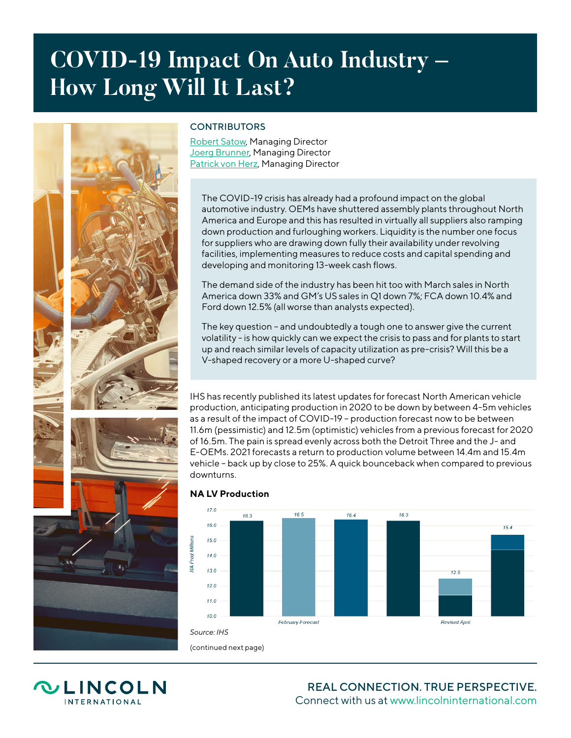# COVID-19 Impact On Auto Industry – How Long Will It Last?

## CONTRIBUTORS

Robert Satow, Managing Director
Joerg Brunner, Managing Director
Patrick von Herz, Managing Director

The COVID-19 crisis has already had a profound impact on the global automotive industry. OEMs have shuttered assembly plants throughout North America and Europe and this has resulted in virtually all suppliers also ramping down production and furloughing workers. Liquidity is the number one focus for suppliers who are drawing down fully their availability under revolving facilities, implementing measures to reduce costs and capital spending and developing and monitoring 13-week cash flows.

The demand side of the industry has been hit too with March sales in North America down 33% and GM's US sales in Q1 down 7%; FCA down 10.4% and Ford down 12.5% (all worse than analysts expected).

The key question – and undoubtedly a tough one to answer give the current volatility – is how quickly can we expect the crisis to pass and for plants to start up and reach similar levels of capacity utilization as pre-crisis? Will this be a V-shaped recovery or a more U-shaped curve?

IHS has recently published its latest updates for forecast North American vehicle production, anticipating production in 2020 to be down by between 4-5m vehicles as a result of the impact of COVID-19 – production forecast now to be between 11.6m (pessimistic) and 12.5m (optimistic) vehicles from a previous forecast for 2020 of 16.5m. The pain is spread evenly across both the Detroit Three and the J- and E-OEMs. 2021 forecasts a return to production volume between 14.4m and 15.4m vehicle – back up by close to 25%. A quick bounceback when compared to previous downturns.

**NA LV Production**

| | NA Prod Millions |
|---|---|
| | 16.3 |
| February Forecast | 16.5 |
| | 16.4 |
| | 16.3 |
| Revised April | 12.5 |
| | 15.4 |

Source: IHS

(continued next page)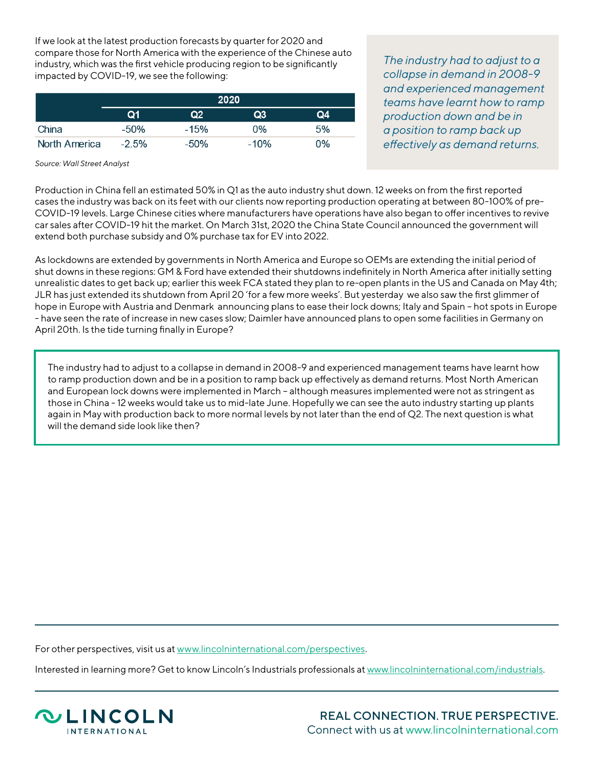If we look at the latest production forecasts by quarter for 2020 and compare those for North America with the experience of the Chinese auto industry, which was the first vehicle producing region to be significantly impacted by COVID-19, we see the following:

| | 2020 | | | |
|---|---|---|---|---|
| | Q1 | Q2 | Q3 | Q4 |
| China | -50% | -15% | 0% | 5% |
| North America | -2.5% | -50% | -10% | 0% |

*Source: Wall Street Analyst*

*The industry had to adjust to a collapse in demand in 2008-9 and experienced management teams have learnt how to ramp production down and be in a position to ramp back up effectively as demand returns.*

Production in China fell an estimated 50% in Q1 as the auto industry shut down. 12 weeks on from the first reported cases the industry was back on its feet with our clients now reporting production operating at between 80-100% of pre-COVID-19 levels. Large Chinese cities where manufacturers have operations have also began to offer incentives to revive car sales after COVID-19 hit the market. On March 31st, 2020 the China State Council announced the government will extend both purchase subsidy and 0% purchase tax for EV into 2022.

As lockdowns are extended by governments in North America and Europe so OEMs are extending the initial period of shut downs in these regions: GM & Ford have extended their shutdowns indefinitely in North America after initially setting unrealistic dates to get back up; earlier this week FCA stated they plan to re-open plants in the US and Canada on May 4th; JLR has just extended its shutdown from April 20 'for a few more weeks'. But yesterday we also saw the first glimmer of hope in Europe with Austria and Denmark announcing plans to ease their lock downs; Italy and Spain – hot spots in Europe – have seen the rate of increase in new cases slow; Daimler have announced plans to open some facilities in Germany on April 20th. Is the tide turning finally in Europe?

The industry had to adjust to a collapse in demand in 2008-9 and experienced management teams have learnt how to ramp production down and be in a position to ramp back up effectively as demand returns. Most North American and European lock downs were implemented in March – although measures implemented were not as stringent as those in China - 12 weeks would take us to mid-late June. Hopefully we can see the auto industry starting up plants again in May with production back to more normal levels by not later than the end of Q2. The next question is what will the demand side look like then?

For other perspectives, visit us at www.lincolninternational.com/perspectives.

Interested in learning more? Get to know Lincoln's Industrials professionals at www.lincolninternational.com/industrials.

LINCOLN INTERNATIONAL

REAL CONNECTION. TRUE PERSPECTIVE.
Connect with us at www.lincolninternational.com